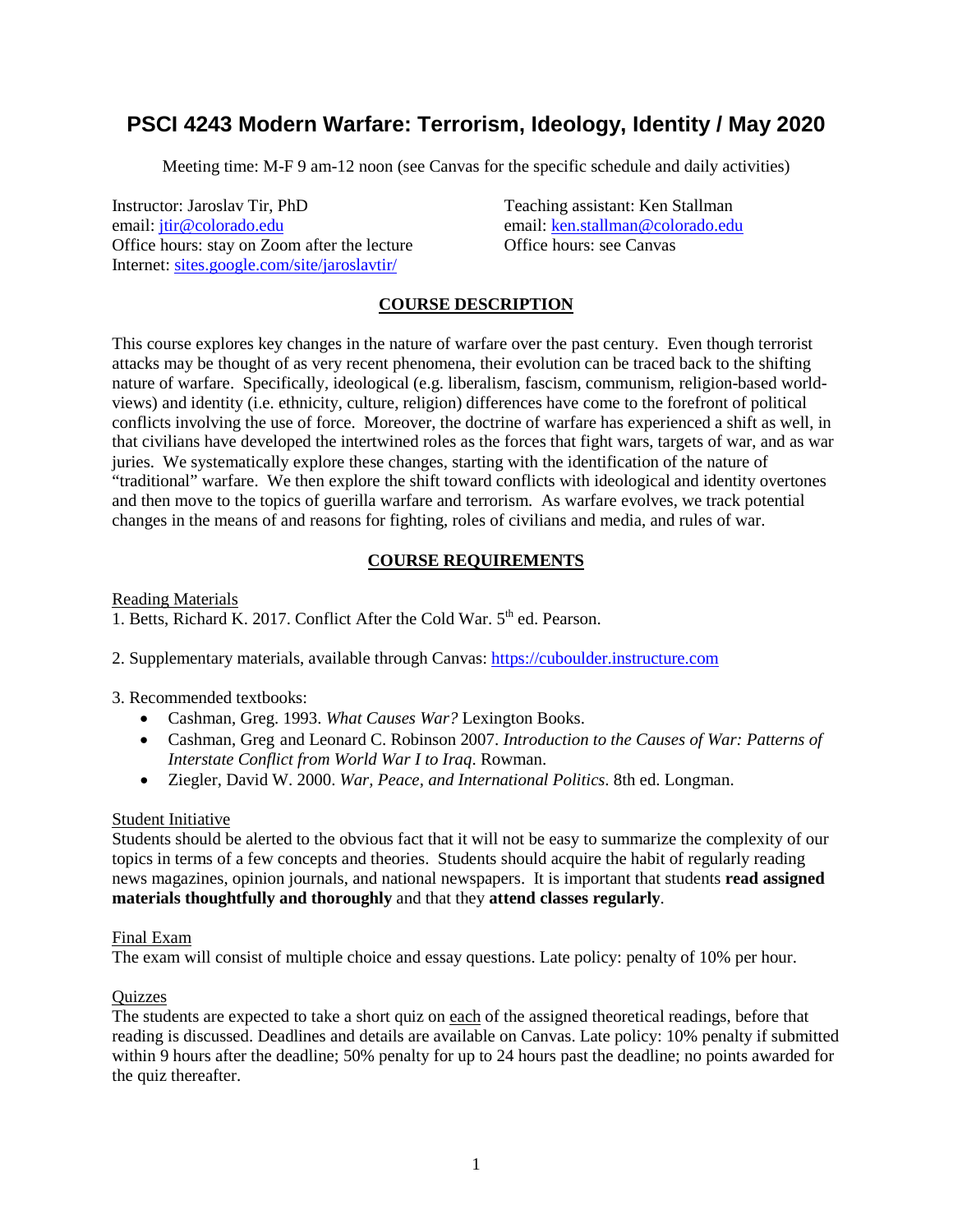# PSCI 4243 Modern Warfare: Terrorism, Ideology, Identity / May 2020

Meeting time: M-F 9 am-12 noon (see Canvas for the specific schedule and daily activities)

Instructor: Jaroslav Tir, PhD
email: jtir@colorado.edu
Office hours: stay on Zoom after the lecture
Internet: sites.google.com/site/jaroslavtir/

Teaching assistant: Ken Stallman
email: ken.stallman@colorado.edu
Office hours: see Canvas

## COURSE DESCRIPTION

This course explores key changes in the nature of warfare over the past century. Even though terrorist attacks may be thought of as very recent phenomena, their evolution can be traced back to the shifting nature of warfare. Specifically, ideological (e.g. liberalism, fascism, communism, religion-based world-views) and identity (i.e. ethnicity, culture, religion) differences have come to the forefront of political conflicts involving the use of force. Moreover, the doctrine of warfare has experienced a shift as well, in that civilians have developed the intertwined roles as the forces that fight wars, targets of war, and as war juries. We systematically explore these changes, starting with the identification of the nature of "traditional" warfare. We then explore the shift toward conflicts with ideological and identity overtones and then move to the topics of guerilla warfare and terrorism. As warfare evolves, we track potential changes in the means of and reasons for fighting, roles of civilians and media, and rules of war.

## COURSE REQUIREMENTS

Reading Materials

1. Betts, Richard K. 2017. Conflict After the Cold War. 5th ed. Pearson.

2. Supplementary materials, available through Canvas: https://cuboulder.instructure.com

3. Recommended textbooks:
   - Cashman, Greg. 1993. *What Causes War?* Lexington Books.
   - Cashman, Greg and Leonard C. Robinson 2007. *Introduction to the Causes of War: Patterns of Interstate Conflict from World War I to Iraq*. Rowman.
   - Ziegler, David W. 2000. *War, Peace, and International Politics*. 8th ed. Longman.

Student Initiative

Students should be alerted to the obvious fact that it will not be easy to summarize the complexity of our topics in terms of a few concepts and theories. Students should acquire the habit of regularly reading news magazines, opinion journals, and national newspapers. It is important that students **read assigned materials thoughtfully and thoroughly** and that they **attend classes regularly**.

Final Exam

The exam will consist of multiple choice and essay questions. Late policy: penalty of 10% per hour.

Quizzes

The students are expected to take a short quiz on each of the assigned theoretical readings, before that reading is discussed. Deadlines and details are available on Canvas. Late policy: 10% penalty if submitted within 9 hours after the deadline; 50% penalty for up to 24 hours past the deadline; no points awarded for the quiz thereafter.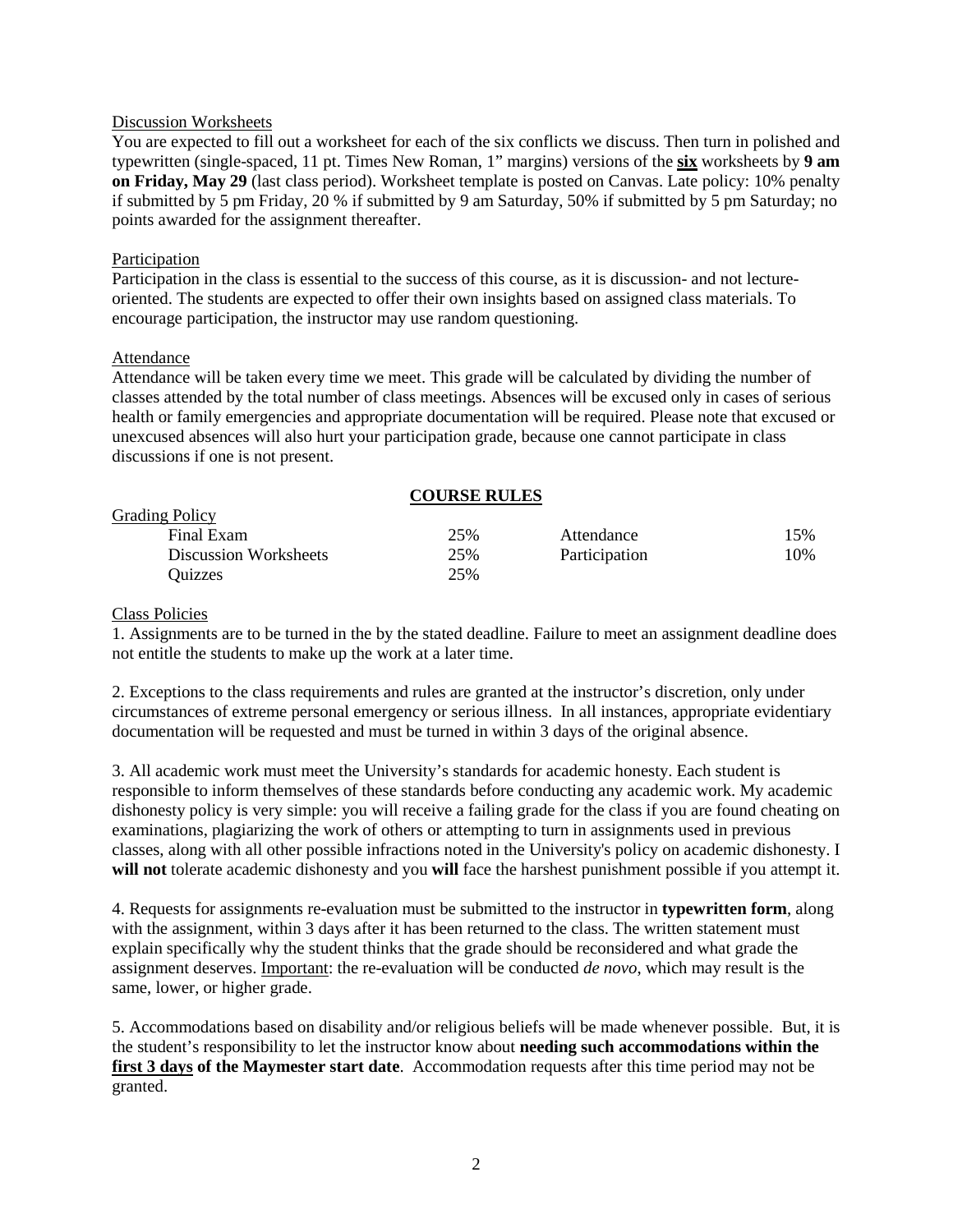Discussion Worksheets

You are expected to fill out a worksheet for each of the six conflicts we discuss. Then turn in polished and typewritten (single-spaced, 11 pt. Times New Roman, 1" margins) versions of the **six** worksheets by **9 am on Friday, May 29** (last class period). Worksheet template is posted on Canvas. Late policy: 10% penalty if submitted by 5 pm Friday, 20 % if submitted by 9 am Saturday, 50% if submitted by 5 pm Saturday; no points awarded for the assignment thereafter.

Participation

Participation in the class is essential to the success of this course, as it is discussion- and not lecture-oriented. The students are expected to offer their own insights based on assigned class materials. To encourage participation, the instructor may use random questioning.

Attendance

Attendance will be taken every time we meet. This grade will be calculated by dividing the number of classes attended by the total number of class meetings. Absences will be excused only in cases of serious health or family emergencies and appropriate documentation will be required. Please note that excused or unexcused absences will also hurt your participation grade, because one cannot participate in class discussions if one is not present.

## COURSE RULES

Grading Policy

| | | | |
|---|---|---|---|
| Final Exam | 25% | Attendance | 15% |
| Discussion Worksheets | 25% | Participation | 10% |
| Quizzes | 25% | | |

Class Policies

1. Assignments are to be turned in the by the stated deadline. Failure to meet an assignment deadline does not entitle the students to make up the work at a later time.

2. Exceptions to the class requirements and rules are granted at the instructor's discretion, only under circumstances of extreme personal emergency or serious illness. In all instances, appropriate evidentiary documentation will be requested and must be turned in within 3 days of the original absence.

3. All academic work must meet the University's standards for academic honesty. Each student is responsible to inform themselves of these standards before conducting any academic work. My academic dishonesty policy is very simple: you will receive a failing grade for the class if you are found cheating on examinations, plagiarizing the work of others or attempting to turn in assignments used in previous classes, along with all other possible infractions noted in the University's policy on academic dishonesty. I **will not** tolerate academic dishonesty and you **will** face the harshest punishment possible if you attempt it.

4. Requests for assignments re-evaluation must be submitted to the instructor in **typewritten form**, along with the assignment, within 3 days after it has been returned to the class. The written statement must explain specifically why the student thinks that the grade should be reconsidered and what grade the assignment deserves. Important: the re-evaluation will be conducted *de novo*, which may result is the same, lower, or higher grade.

5. Accommodations based on disability and/or religious beliefs will be made whenever possible. But, it is the student's responsibility to let the instructor know about **needing such accommodations within the first 3 days of the Maymester start date**. Accommodation requests after this time period may not be granted.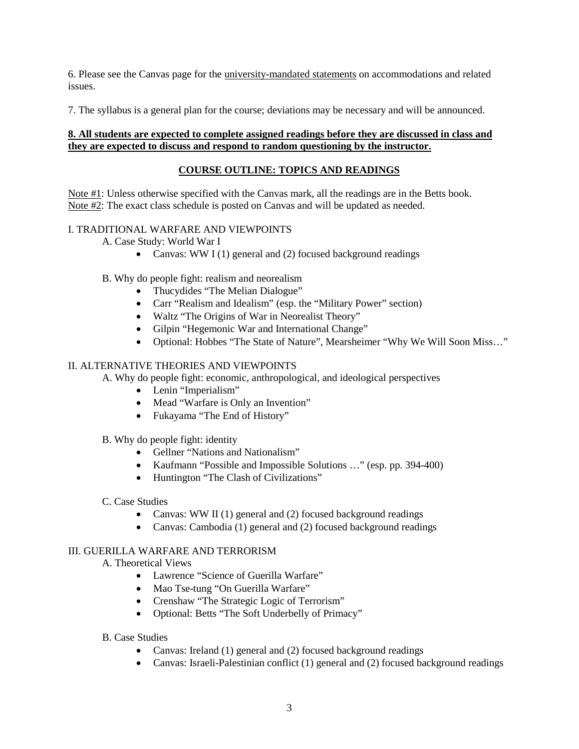6. Please see the Canvas page for the university-mandated statements on accommodations and related issues.

7. The syllabus is a general plan for the course; deviations may be necessary and will be announced.

**8. All students are expected to complete assigned readings before they are discussed in class and they are expected to discuss and respond to random questioning by the instructor.**

## COURSE OUTLINE: TOPICS AND READINGS

Note #1: Unless otherwise specified with the Canvas mark, all the readings are in the Betts book.
Note #2: The exact class schedule is posted on Canvas and will be updated as needed.

### I. TRADITIONAL WARFARE AND VIEWPOINTS

A. Case Study: World War I

- Canvas: WW I (1) general and (2) focused background readings

B. Why do people fight: realism and neorealism

- Thucydides "The Melian Dialogue"
- Carr "Realism and Idealism" (esp. the "Military Power" section)
- Waltz "The Origins of War in Neorealist Theory"
- Gilpin "Hegemonic War and International Change"
- Optional: Hobbes "The State of Nature", Mearsheimer "Why We Will Soon Miss…"

### II. ALTERNATIVE THEORIES AND VIEWPOINTS

A. Why do people fight: economic, anthropological, and ideological perspectives

- Lenin "Imperialism"
- Mead "Warfare is Only an Invention"
- Fukayama "The End of History"

B. Why do people fight: identity

- Gellner "Nations and Nationalism"
- Kaufmann "Possible and Impossible Solutions …" (esp. pp. 394-400)
- Huntington "The Clash of Civilizations"

C. Case Studies

- Canvas: WW II (1) general and (2) focused background readings
- Canvas: Cambodia (1) general and (2) focused background readings

### III. GUERILLA WARFARE AND TERRORISM

A. Theoretical Views

- Lawrence "Science of Guerilla Warfare"
- Mao Tse-tung "On Guerilla Warfare"
- Crenshaw "The Strategic Logic of Terrorism"
- Optional: Betts "The Soft Underbelly of Primacy"

B. Case Studies

- Canvas: Ireland (1) general and (2) focused background readings
- Canvas: Israeli-Palestinian conflict (1) general and (2) focused background readings